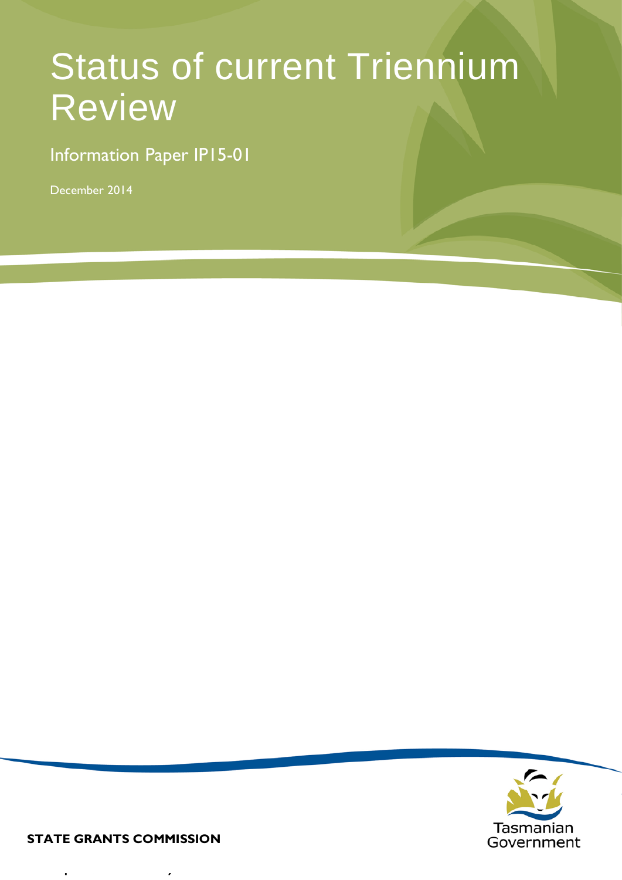# Status of current Triennium Review

Information Paper IP15-01

December 2014

**STATE GRANTS COMMISSION**

Tasmanian Government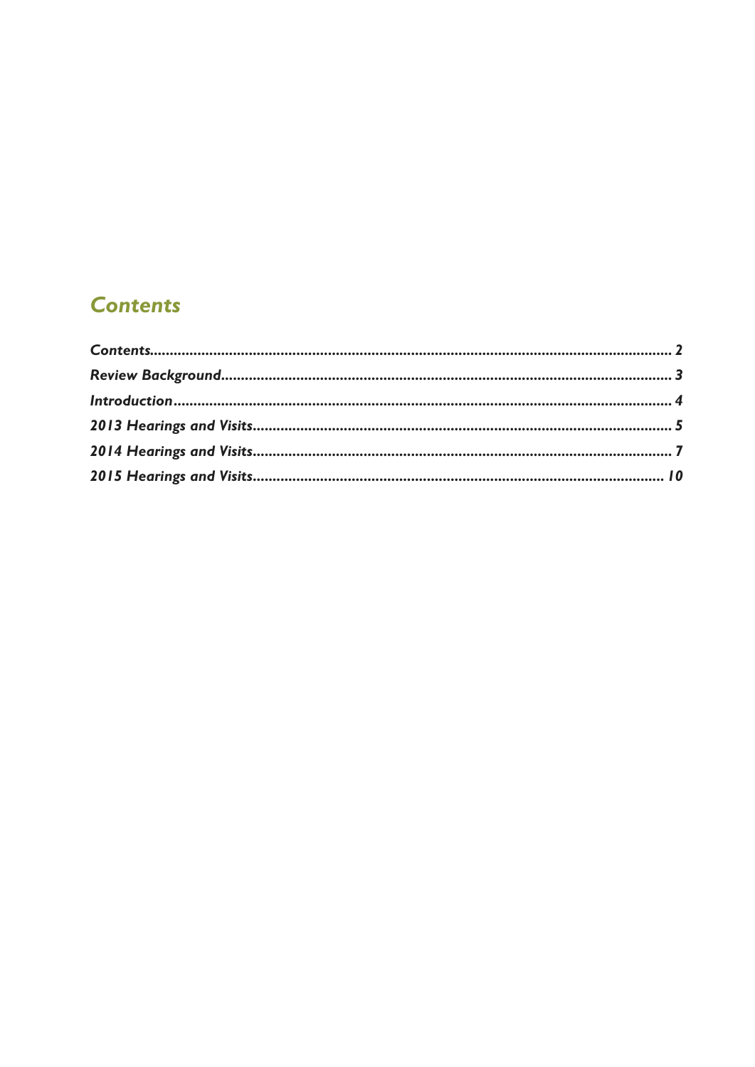# Contents

*Contents* .......... *2*

*Review Background* .......... *3*

*Introduction* .......... *4*

*2013 Hearings and Visits* .......... *5*

*2014 Hearings and Visits* .......... *7*

*2015 Hearings and Visits* .......... *10*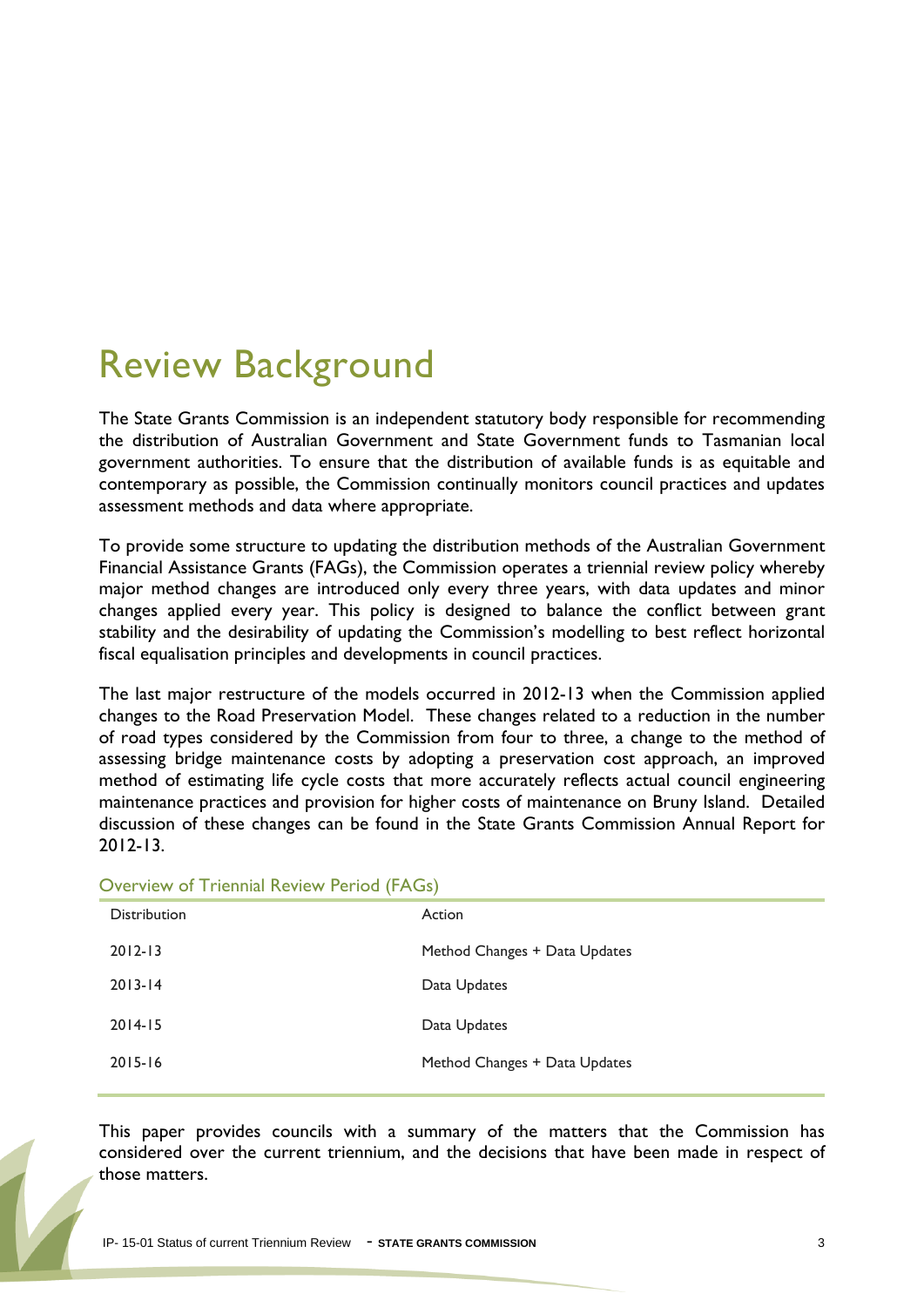# Review Background

The State Grants Commission is an independent statutory body responsible for recommending the distribution of Australian Government and State Government funds to Tasmanian local government authorities. To ensure that the distribution of available funds is as equitable and contemporary as possible, the Commission continually monitors council practices and updates assessment methods and data where appropriate.

To provide some structure to updating the distribution methods of the Australian Government Financial Assistance Grants (FAGs), the Commission operates a triennial review policy whereby major method changes are introduced only every three years, with data updates and minor changes applied every year. This policy is designed to balance the conflict between grant stability and the desirability of updating the Commission's modelling to best reflect horizontal fiscal equalisation principles and developments in council practices.

The last major restructure of the models occurred in 2012-13 when the Commission applied changes to the Road Preservation Model. These changes related to a reduction in the number of road types considered by the Commission from four to three, a change to the method of assessing bridge maintenance costs by adopting a preservation cost approach, an improved method of estimating life cycle costs that more accurately reflects actual council engineering maintenance practices and provision for higher costs of maintenance on Bruny Island. Detailed discussion of these changes can be found in the State Grants Commission Annual Report for 2012-13.

### Overview of Triennial Review Period (FAGs)

| Distribution | Action |
|---|---|
| 2012-13 | Method Changes + Data Updates |
| 2013-14 | Data Updates |
| 2014-15 | Data Updates |
| 2015-16 | Method Changes + Data Updates |

This paper provides councils with a summary of the matters that the Commission has considered over the current triennium, and the decisions that have been made in respect of those matters.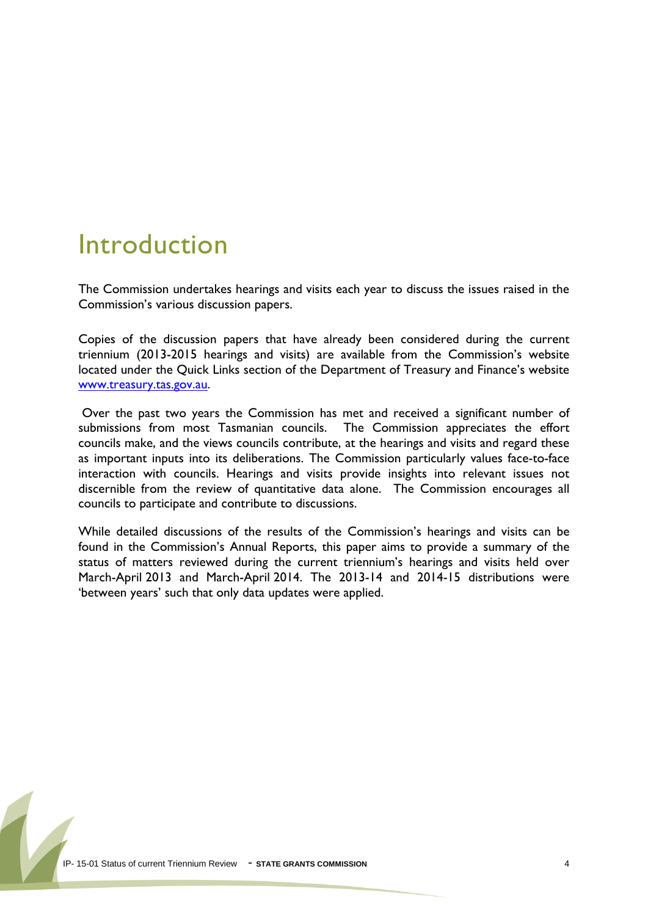# Introduction

The Commission undertakes hearings and visits each year to discuss the issues raised in the Commission's various discussion papers.

Copies of the discussion papers that have already been considered during the current triennium (2013-2015 hearings and visits) are available from the Commission's website located under the Quick Links section of the Department of Treasury and Finance's website [www.treasury.tas.gov.au](http://www.treasury.tas.gov.au).

Over the past two years the Commission has met and received a significant number of submissions from most Tasmanian councils. The Commission appreciates the effort councils make, and the views councils contribute, at the hearings and visits and regard these as important inputs into its deliberations. The Commission particularly values face-to-face interaction with councils. Hearings and visits provide insights into relevant issues not discernible from the review of quantitative data alone. The Commission encourages all councils to participate and contribute to discussions.

While detailed discussions of the results of the Commission's hearings and visits can be found in the Commission's Annual Reports, this paper aims to provide a summary of the status of matters reviewed during the current triennium's hearings and visits held over March-April 2013 and March-April 2014. The 2013-14 and 2014-15 distributions were 'between years' such that only data updates were applied.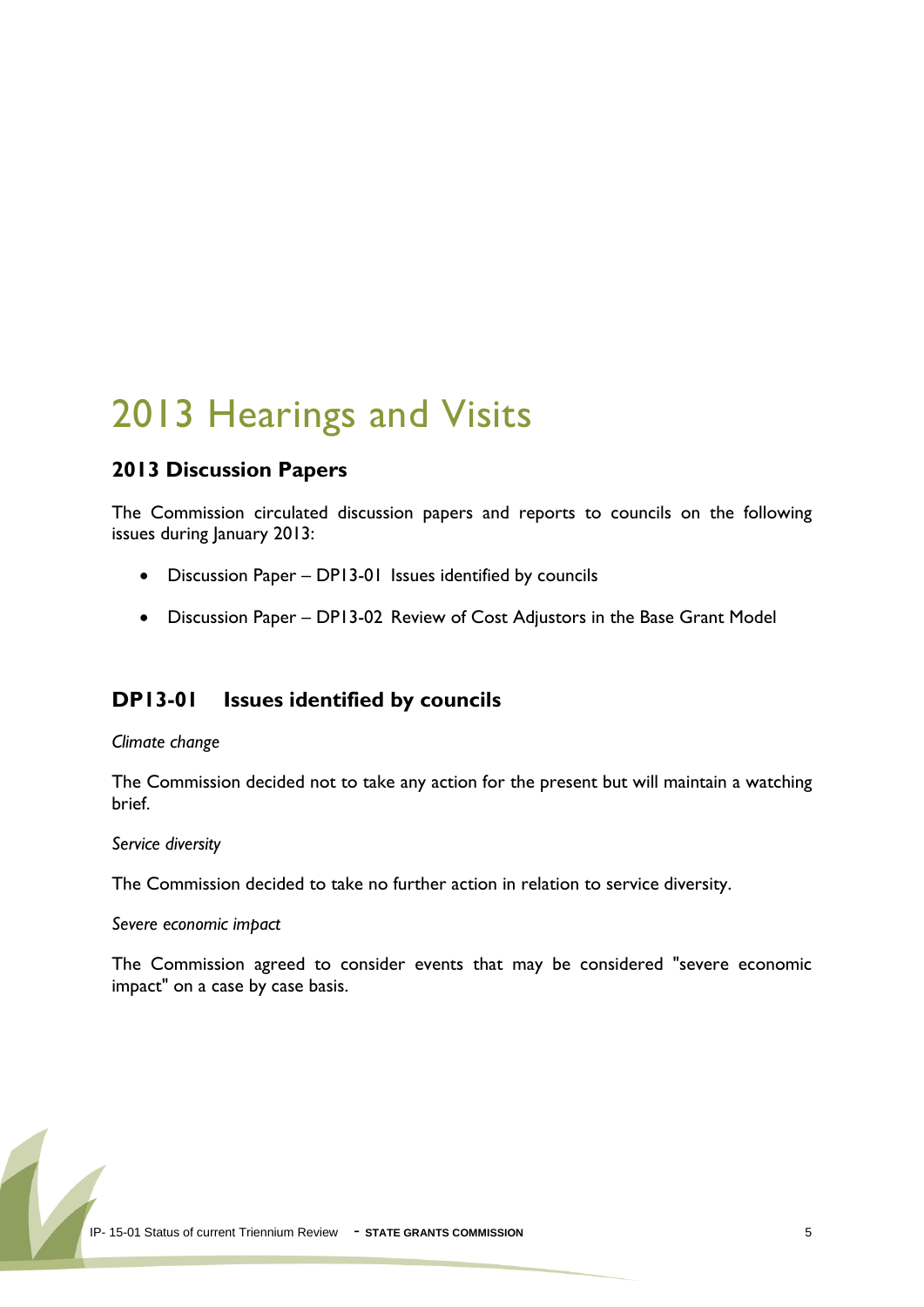# 2013 Hearings and Visits

## 2013 Discussion Papers

The Commission circulated discussion papers and reports to councils on the following issues during January 2013:

- Discussion Paper – DP13-01 Issues identified by councils
- Discussion Paper – DP13-02 Review of Cost Adjustors in the Base Grant Model

## DP13-01 Issues identified by councils

*Climate change*

The Commission decided not to take any action for the present but will maintain a watching brief.

*Service diversity*

The Commission decided to take no further action in relation to service diversity.

*Severe economic impact*

The Commission agreed to consider events that may be considered "severe economic impact" on a case by case basis.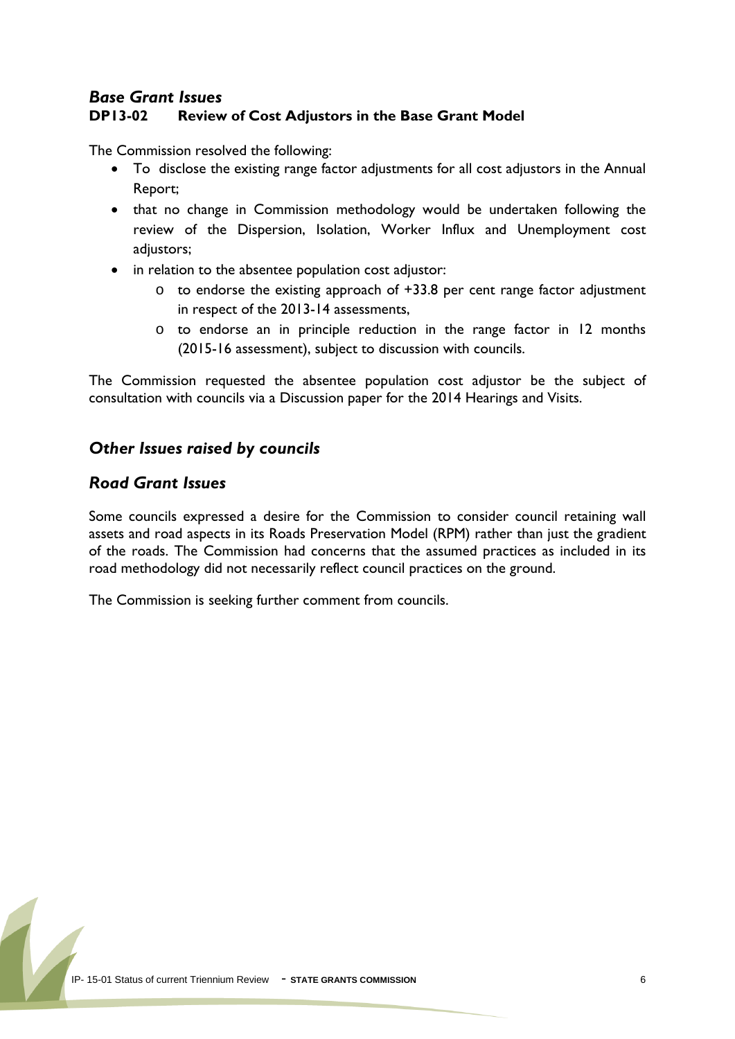## *Base Grant Issues*

### DP13-02 Review of Cost Adjustors in the Base Grant Model

The Commission resolved the following:

- To disclose the existing range factor adjustments for all cost adjustors in the Annual Report;
- that no change in Commission methodology would be undertaken following the review of the Dispersion, Isolation, Worker Influx and Unemployment cost adjustors;
- in relation to the absentee population cost adjustor:
  - o to endorse the existing approach of +33.8 per cent range factor adjustment in respect of the 2013-14 assessments,
  - o to endorse an in principle reduction in the range factor in 12 months (2015-16 assessment), subject to discussion with councils.

The Commission requested the absentee population cost adjustor be the subject of consultation with councils via a Discussion paper for the 2014 Hearings and Visits.

## *Other Issues raised by councils*

## *Road Grant Issues*

Some councils expressed a desire for the Commission to consider council retaining wall assets and road aspects in its Roads Preservation Model (RPM) rather than just the gradient of the roads. The Commission had concerns that the assumed practices as included in its road methodology did not necessarily reflect council practices on the ground.

The Commission is seeking further comment from councils.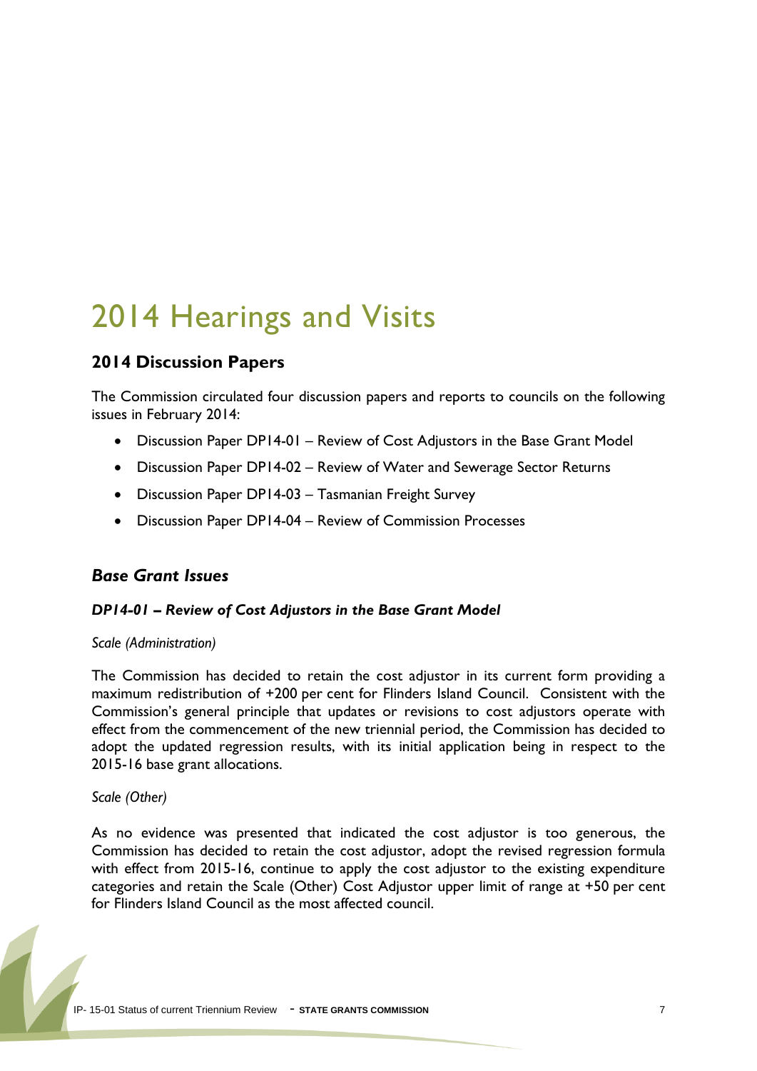# 2014 Hearings and Visits

## 2014 Discussion Papers

The Commission circulated four discussion papers and reports to councils on the following issues in February 2014:

- Discussion Paper DP14-01 – Review of Cost Adjustors in the Base Grant Model
- Discussion Paper DP14-02 – Review of Water and Sewerage Sector Returns
- Discussion Paper DP14-03 – Tasmanian Freight Survey
- Discussion Paper DP14-04 – Review of Commission Processes

### *Base Grant Issues*

#### *DP14-01 – Review of Cost Adjustors in the Base Grant Model*

*Scale (Administration)*

The Commission has decided to retain the cost adjustor in its current form providing a maximum redistribution of +200 per cent for Flinders Island Council. Consistent with the Commission's general principle that updates or revisions to cost adjustors operate with effect from the commencement of the new triennial period, the Commission has decided to adopt the updated regression results, with its initial application being in respect to the 2015-16 base grant allocations.

*Scale (Other)*

As no evidence was presented that indicated the cost adjustor is too generous, the Commission has decided to retain the cost adjustor, adopt the revised regression formula with effect from 2015-16, continue to apply the cost adjustor to the existing expenditure categories and retain the Scale (Other) Cost Adjustor upper limit of range at +50 per cent for Flinders Island Council as the most affected council.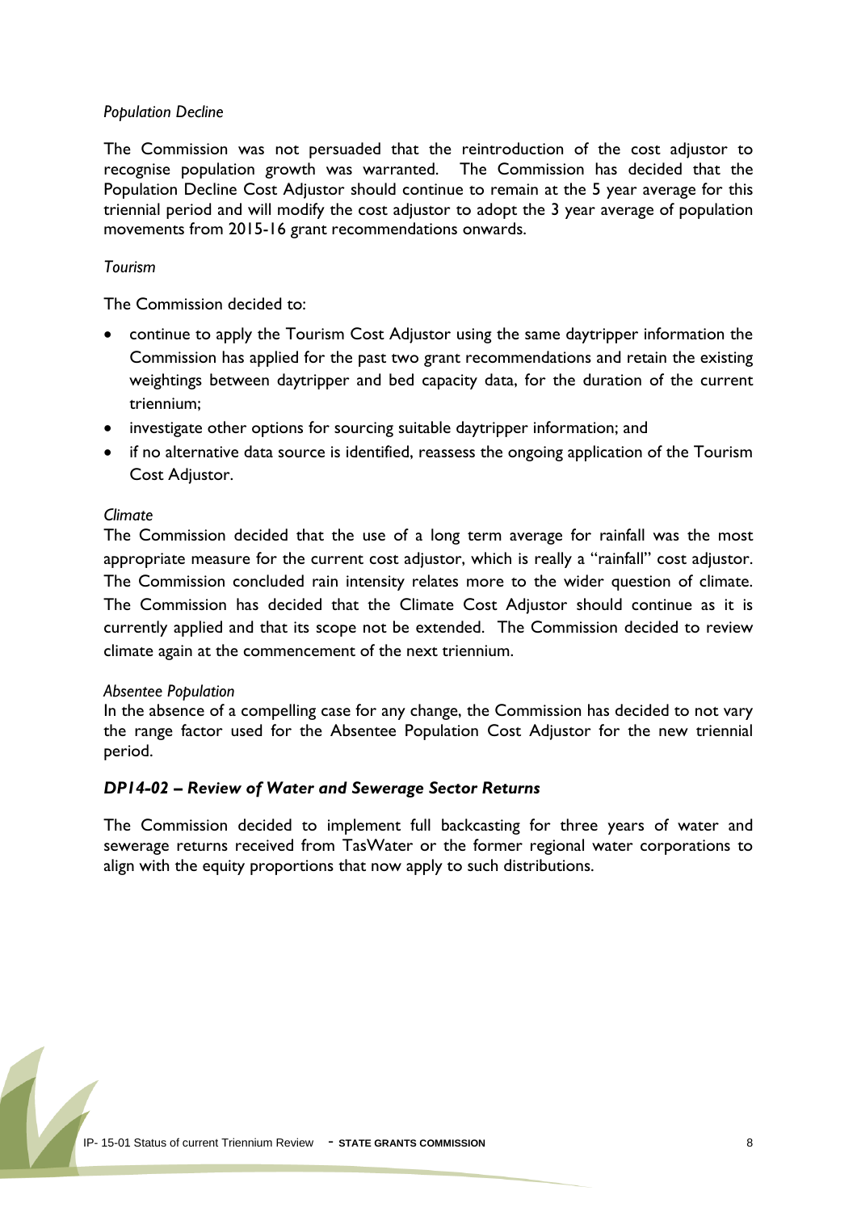*Population Decline*

The Commission was not persuaded that the reintroduction of the cost adjustor to recognise population growth was warranted. The Commission has decided that the Population Decline Cost Adjustor should continue to remain at the 5 year average for this triennial period and will modify the cost adjustor to adopt the 3 year average of population movements from 2015-16 grant recommendations onwards.

*Tourism*

The Commission decided to:

- continue to apply the Tourism Cost Adjustor using the same daytripper information the Commission has applied for the past two grant recommendations and retain the existing weightings between daytripper and bed capacity data, for the duration of the current triennium;
- investigate other options for sourcing suitable daytripper information; and
- if no alternative data source is identified, reassess the ongoing application of the Tourism Cost Adjustor.

*Climate*

The Commission decided that the use of a long term average for rainfall was the most appropriate measure for the current cost adjustor, which is really a "rainfall" cost adjustor. The Commission concluded rain intensity relates more to the wider question of climate. The Commission has decided that the Climate Cost Adjustor should continue as it is currently applied and that its scope not be extended. The Commission decided to review climate again at the commencement of the next triennium.

*Absentee Population*

In the absence of a compelling case for any change, the Commission has decided to not vary the range factor used for the Absentee Population Cost Adjustor for the new triennial period.

***DP14-02 – Review of Water and Sewerage Sector Returns***

The Commission decided to implement full backcasting for three years of water and sewerage returns received from TasWater or the former regional water corporations to align with the equity proportions that now apply to such distributions.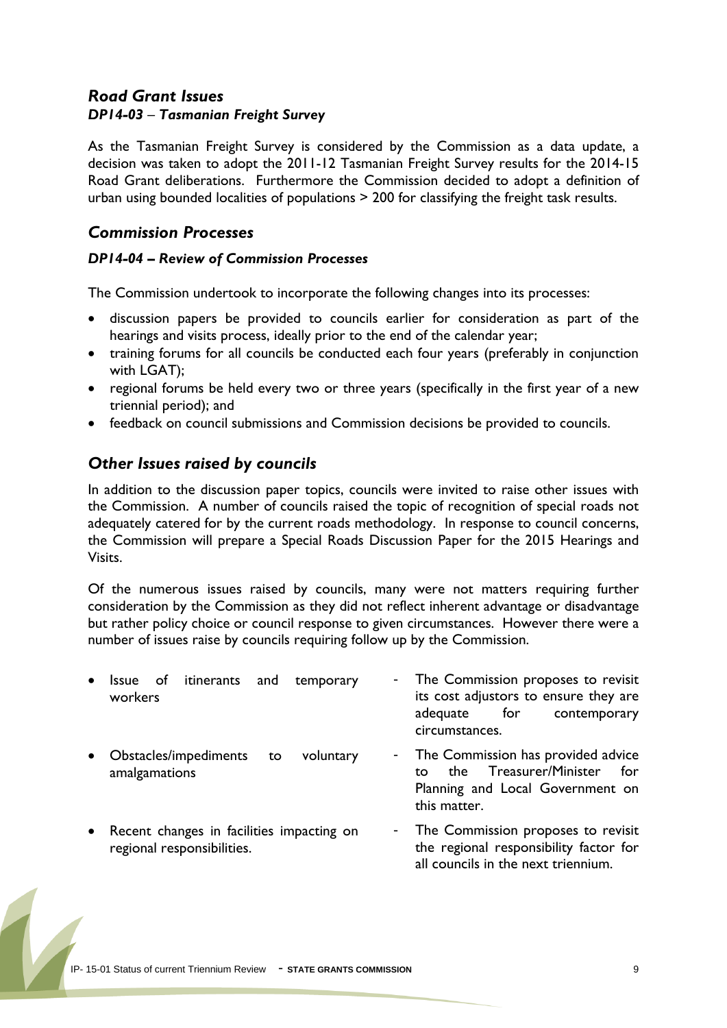## *Road Grant Issues*

### *DP14-03 – Tasmanian Freight Survey*

As the Tasmanian Freight Survey is considered by the Commission as a data update, a decision was taken to adopt the 2011-12 Tasmanian Freight Survey results for the 2014-15 Road Grant deliberations. Furthermore the Commission decided to adopt a definition of urban using bounded localities of populations > 200 for classifying the freight task results.

## *Commission Processes*

### *DP14-04 – Review of Commission Processes*

The Commission undertook to incorporate the following changes into its processes:

- discussion papers be provided to councils earlier for consideration as part of the hearings and visits process, ideally prior to the end of the calendar year;
- training forums for all councils be conducted each four years (preferably in conjunction with LGAT);
- regional forums be held every two or three years (specifically in the first year of a new triennial period); and
- feedback on council submissions and Commission decisions be provided to councils.

## *Other Issues raised by councils*

In addition to the discussion paper topics, councils were invited to raise other issues with the Commission. A number of councils raised the topic of recognition of special roads not adequately catered for by the current roads methodology. In response to council concerns, the Commission will prepare a Special Roads Discussion Paper for the 2015 Hearings and Visits.

Of the numerous issues raised by councils, many were not matters requiring further consideration by the Commission as they did not reflect inherent advantage or disadvantage but rather policy choice or council response to given circumstances. However there were a number of issues raise by councils requiring follow up by the Commission.

- Issue of itinerants and temporary workers
  - The Commission proposes to revisit its cost adjustors to ensure they are adequate for contemporary circumstances.
- Obstacles/impediments to voluntary amalgamations
  - The Commission has provided advice to the Treasurer/Minister for Planning and Local Government on this matter.
- Recent changes in facilities impacting on regional responsibilities.
  - The Commission proposes to revisit the regional responsibility factor for all councils in the next triennium.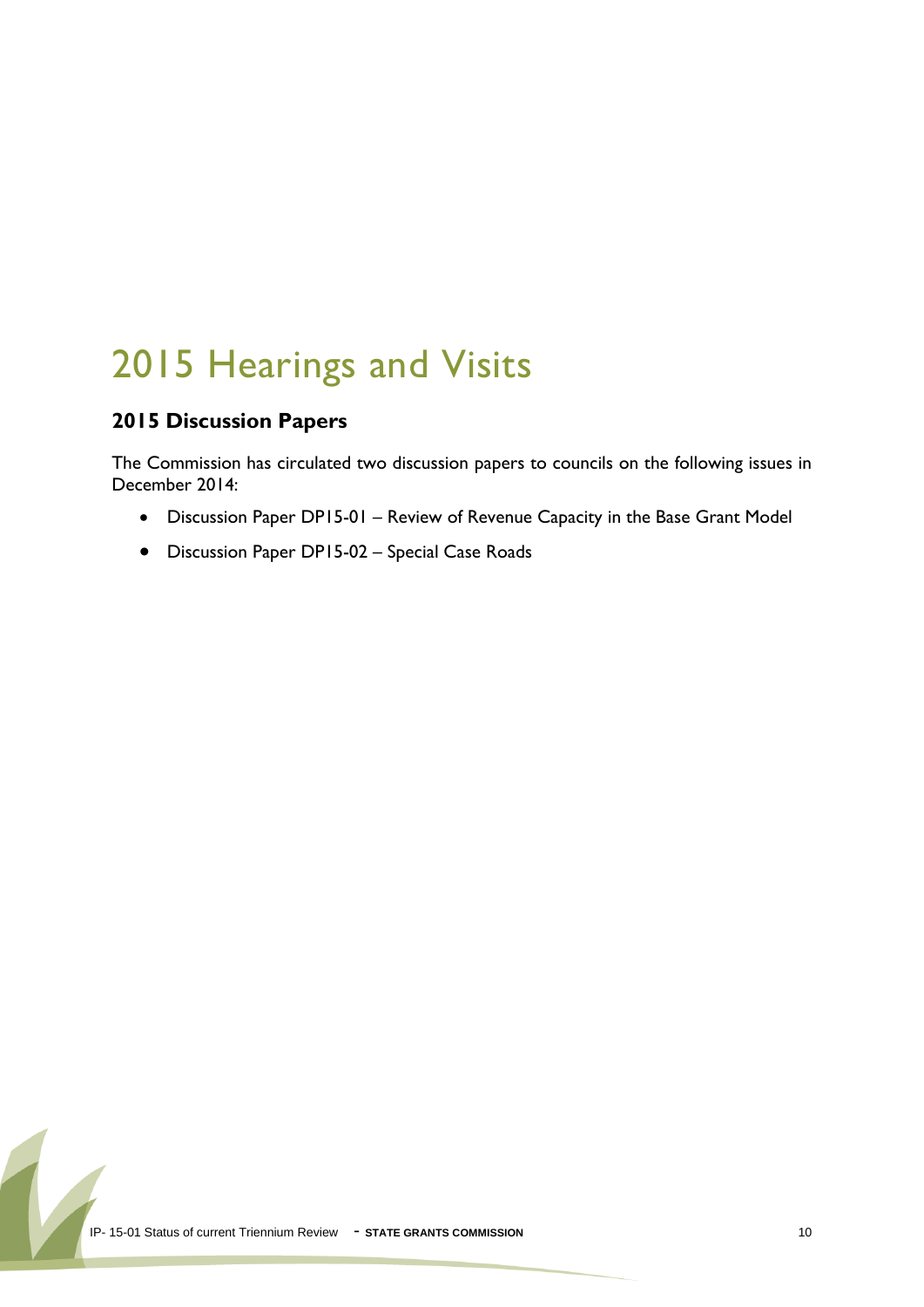# 2015 Hearings and Visits

## 2015 Discussion Papers

The Commission has circulated two discussion papers to councils on the following issues in December 2014:

- Discussion Paper DP15-01 – Review of Revenue Capacity in the Base Grant Model
- Discussion Paper DP15-02 – Special Case Roads